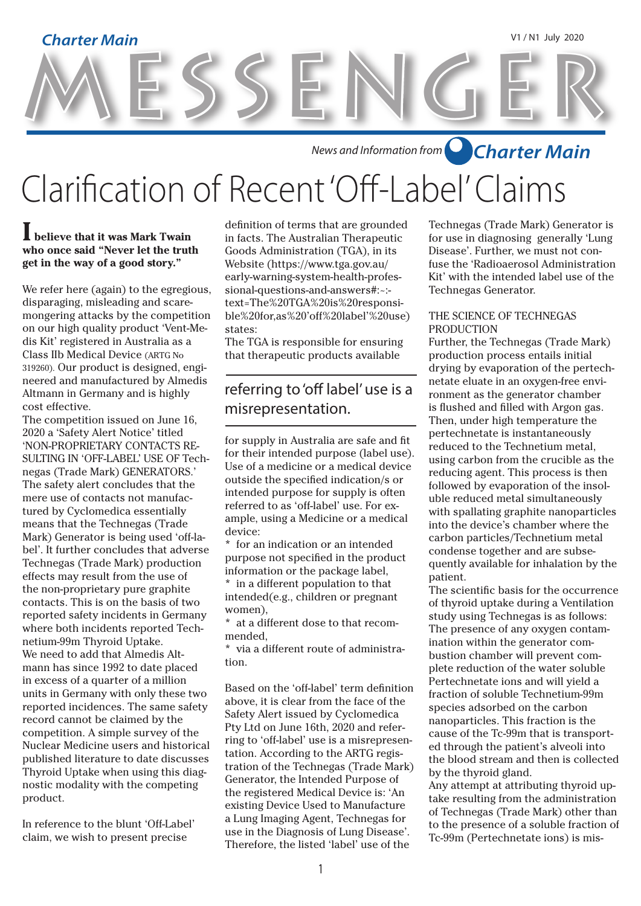*Charter Main*

V1 / N1 July 2020

# MESSENGER

*News and Information from Charter Main*

# Clarification of Recent 'Off-Label' Claims

**I believe that it was Mark Twain who once said "Never let the truth get in the way of a good story."**

We refer here (again) to the egregious, disparaging, misleading and scaremongering attacks by the competition on our high quality product 'Vent-Medis Kit' registered in Australia as a Class IIb Medical Device (ARTG No 319260). Our product is designed, engineered and manufactured by Almedis Altmann in Germany and is highly cost effective.

The competition issued on June 16, 2020 a 'Safety Alert Notice' titled 'NON-PROPRIETARY CONTACTS RESULTING IN 'OFF-LABEL' USE OF Technegas (Trade Mark) GENERATORS.' The safety alert concludes that the mere use of contacts not manufactured by Cyclomedica essentially means that the Technegas (Trade Mark) Generator is being used 'off-label'. It further concludes that adverse Technegas (Trade Mark) production effects may result from the use of the non-proprietary pure graphite contacts. This is on the basis of two reported safety incidents in Germany where both incidents reported Technetium-99m Thyroid Uptake.

We need to add that Almedis Altmann has since 1992 to date placed in excess of a quarter of a million units in Germany with only these two reported incidences. The same safety record cannot be claimed by the competition. A simple survey of the Nuclear Medicine users and historical published literature to date discusses Thyroid Uptake when using this diagnostic modality with the competing product.

In reference to the blunt 'Off-Label' claim, we wish to present precise definition of terms that are grounded in facts. The Australian Therapeutic Goods Administration (TGA), in its Website (https://www.tga.gov.au/early-warning-system-health-professional-questions-and-answers#:~:text=The%20TGA%20is%20responsible%20for,as%20'off%20label'%20use) states:

The TGA is responsible for ensuring that therapeutic products available for supply in Australia are safe and fit for their intended purpose (label use). Use of a medicine or a medical device outside the specified indication/s or intended purpose for supply is often referred to as 'off-label' use. For example, using a Medicine or a medical device:

* for an indication or an intended purpose not specified in the product information or the package label,
* in a different population to that intended(e.g., children or pregnant women),
* at a different dose to that recommended,
* via a different route of administration.

> referring to 'off label' use is a misrepresentation.

Based on the 'off-label' term definition above, it is clear from the face of the Safety Alert issued by Cyclomedica Pty Ltd on June 16th, 2020 and referring to 'off-label' use is a misrepresentation. According to the ARTG registration of the Technegas (Trade Mark) Generator, the Intended Purpose of the registered Medical Device is: 'An existing Device Used to Manufacture a Lung Imaging Agent, Technegas for use in the Diagnosis of Lung Disease'. Therefore, the listed 'label' use of the Technegas (Trade Mark) Generator is for use in diagnosing generally 'Lung Disease'. Further, we must not confuse the 'Radioaerosol Administration Kit' with the intended label use of the Technegas Generator.

## THE SCIENCE OF TECHNEGAS PRODUCTION

Further, the Technegas (Trade Mark) production process entails initial drying by evaporation of the pertechnetate eluate in an oxygen-free environment as the generator chamber is flushed and filled with Argon gas. Then, under high temperature the pertechnetate is instantaneously reduced to the Technetium metal, using carbon from the crucible as the reducing agent. This process is then followed by evaporation of the insoluble reduced metal simultaneously with spallating graphite nanoparticles into the device's chamber where the carbon particles/Technetium metal condense together and are subsequently available for inhalation by the patient.

The scientific basis for the occurrence of thyroid uptake during a Ventilation study using Technegas is as follows: The presence of any oxygen contamination within the generator combustion chamber will prevent complete reduction of the water soluble Pertechnetate ions and will yield a fraction of soluble Technetium-99m species adsorbed on the carbon nanoparticles. This fraction is the cause of the Tc-99m that is transported through the patient's alveoli into the blood stream and then is collected by the thyroid gland.

Any attempt at attributing thyroid uptake resulting from the administration of Technegas (Trade Mark) other than to the presence of a soluble fraction of Tc-99m (Pertechnetate ions) is mis-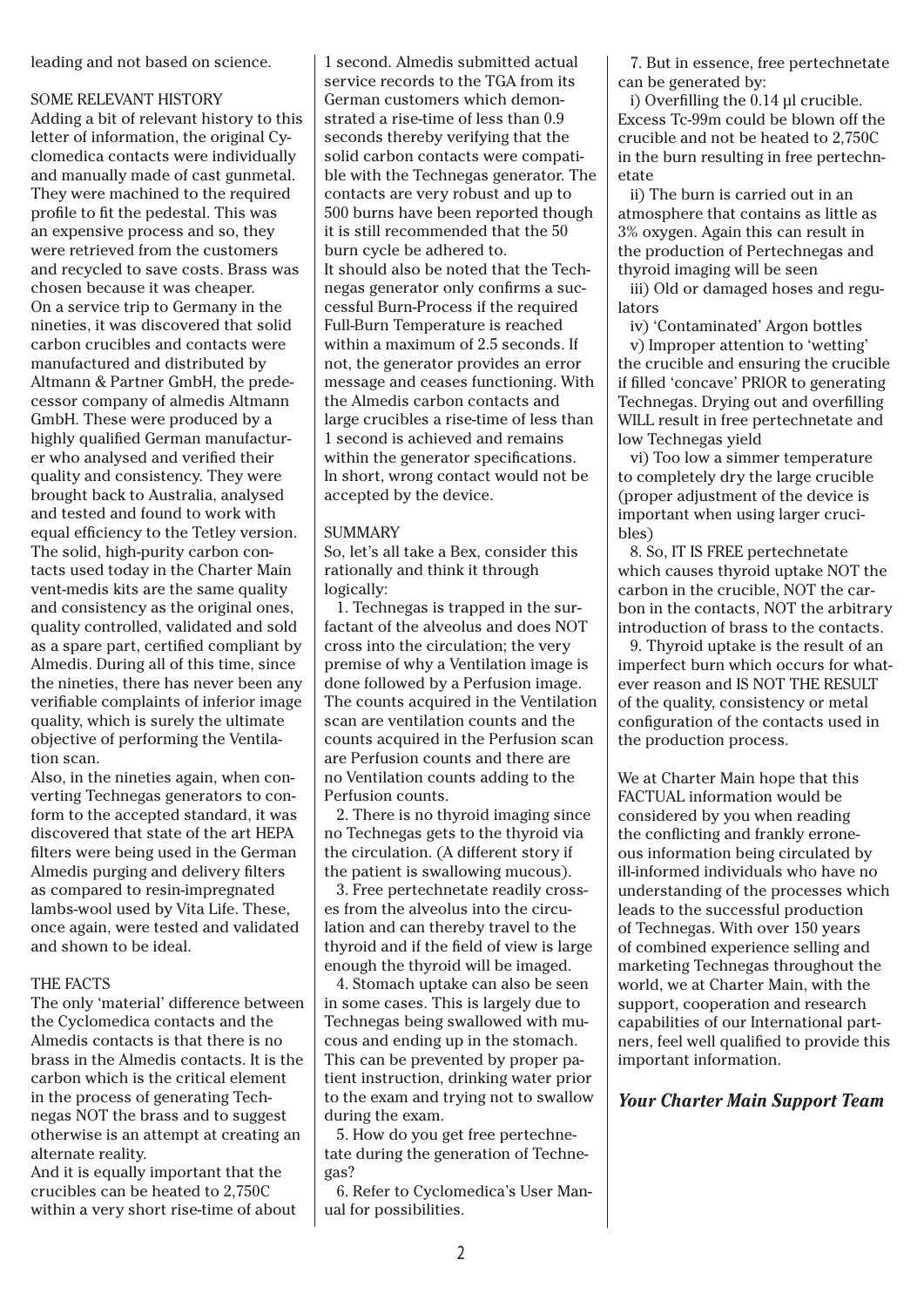leading and not based on science.

## SOME RELEVANT HISTORY

Adding a bit of relevant history to this letter of information, the original Cyclomedica contacts were individually and manually made of cast gunmetal. They were machined to the required profile to fit the pedestal. This was an expensive process and so, they were retrieved from the customers and recycled to save costs. Brass was chosen because it was cheaper.

On a service trip to Germany in the nineties, it was discovered that solid carbon crucibles and contacts were manufactured and distributed by Altmann & Partner GmbH, the predecessor company of almedis Altmann GmbH. These were produced by a highly qualified German manufacturer who analysed and verified their quality and consistency. They were brought back to Australia, analysed and tested and found to work with equal efficiency to the Tetley version. The solid, high-purity carbon contacts used today in the Charter Main vent-medis kits are the same quality and consistency as the original ones, quality controlled, validated and sold as a spare part, certified compliant by Almedis. During all of this time, since the nineties, there has never been any verifiable complaints of inferior image quality, which is surely the ultimate objective of performing the Ventilation scan.

Also, in the nineties again, when converting Technegas generators to conform to the accepted standard, it was discovered that state of the art HEPA filters were being used in the German Almedis purging and delivery filters as compared to resin-impregnated lambs-wool used by Vita Life. These, once again, were tested and validated and shown to be ideal.

## THE FACTS

The only 'material' difference between the Cyclomedica contacts and the Almedis contacts is that there is no brass in the Almedis contacts. It is the carbon which is the critical element in the process of generating Technegas NOT the brass and to suggest otherwise is an attempt at creating an alternate reality.

And it is equally important that the crucibles can be heated to 2,750C within a very short rise-time of about 1 second. Almedis submitted actual service records to the TGA from its German customers which demonstrated a rise-time of less than 0.9 seconds thereby verifying that the solid carbon contacts were compatible with the Technegas generator. The contacts are very robust and up to 500 burns have been reported though it is still recommended that the 50 burn cycle be adhered to.

It should also be noted that the Technegas generator only confirms a successful Burn-Process if the required Full-Burn Temperature is reached within a maximum of 2.5 seconds. If not, the generator provides an error message and ceases functioning. With the Almedis carbon contacts and large crucibles a rise-time of less than 1 second is achieved and remains within the generator specifications. In short, wrong contact would not be accepted by the device.

## SUMMARY

So, let's all take a Bex, consider this rationally and think it through logically:

1. Technegas is trapped in the surfactant of the alveolus and does NOT cross into the circulation; the very premise of why a Ventilation image is done followed by a Perfusion image. The counts acquired in the Ventilation scan are ventilation counts and the counts acquired in the Perfusion scan are Perfusion counts and there are no Ventilation counts adding to the Perfusion counts.
2. There is no thyroid imaging since no Technegas gets to the thyroid via the circulation. (A different story if the patient is swallowing mucous).
3. Free pertechnetate readily crosses from the alveolus into the circulation and can thereby travel to the thyroid and if the field of view is large enough the thyroid will be imaged.
4. Stomach uptake can also be seen in some cases. This is largely due to Technegas being swallowed with mucous and ending up in the stomach. This can be prevented by proper patient instruction, drinking water prior to the exam and trying not to swallow during the exam.
5. How do you get free pertechnetate during the generation of Technegas?
6. Refer to Cyclomedica's User Manual for possibilities.
7. But in essence, free pertechnetate can be generated by:
   i) Overfilling the 0.14 µl crucible. Excess Tc-99m could be blown off the crucible and not be heated to 2,750C in the burn resulting in free pertechnetate
   ii) The burn is carried out in an atmosphere that contains as little as 3% oxygen. Again this can result in the production of Pertechnegas and thyroid imaging will be seen
   iii) Old or damaged hoses and regulators
   iv) 'Contaminated' Argon bottles
   v) Improper attention to 'wetting' the crucible and ensuring the crucible if filled 'concave' PRIOR to generating Technegas. Drying out and overfilling WILL result in free pertechnetate and low Technegas yield
   vi) Too low a simmer temperature to completely dry the large crucible (proper adjustment of the device is important when using larger crucibles)
8. So, IT IS FREE pertechnetate which causes thyroid uptake NOT the carbon in the crucible, NOT the carbon in the contacts, NOT the arbitrary introduction of brass to the contacts.
9. Thyroid uptake is the result of an imperfect burn which occurs for whatever reason and IS NOT THE RESULT of the quality, consistency or metal configuration of the contacts used in the production process.

We at Charter Main hope that this FACTUAL information would be considered by you when reading the conflicting and frankly erroneous information being circulated by ill-informed individuals who have no understanding of the processes which leads to the successful production of Technegas. With over 150 years of combined experience selling and marketing Technegas throughout the world, we at Charter Main, with the support, cooperation and research capabilities of our International partners, feel well qualified to provide this important information.

***Your Charter Main Support Team***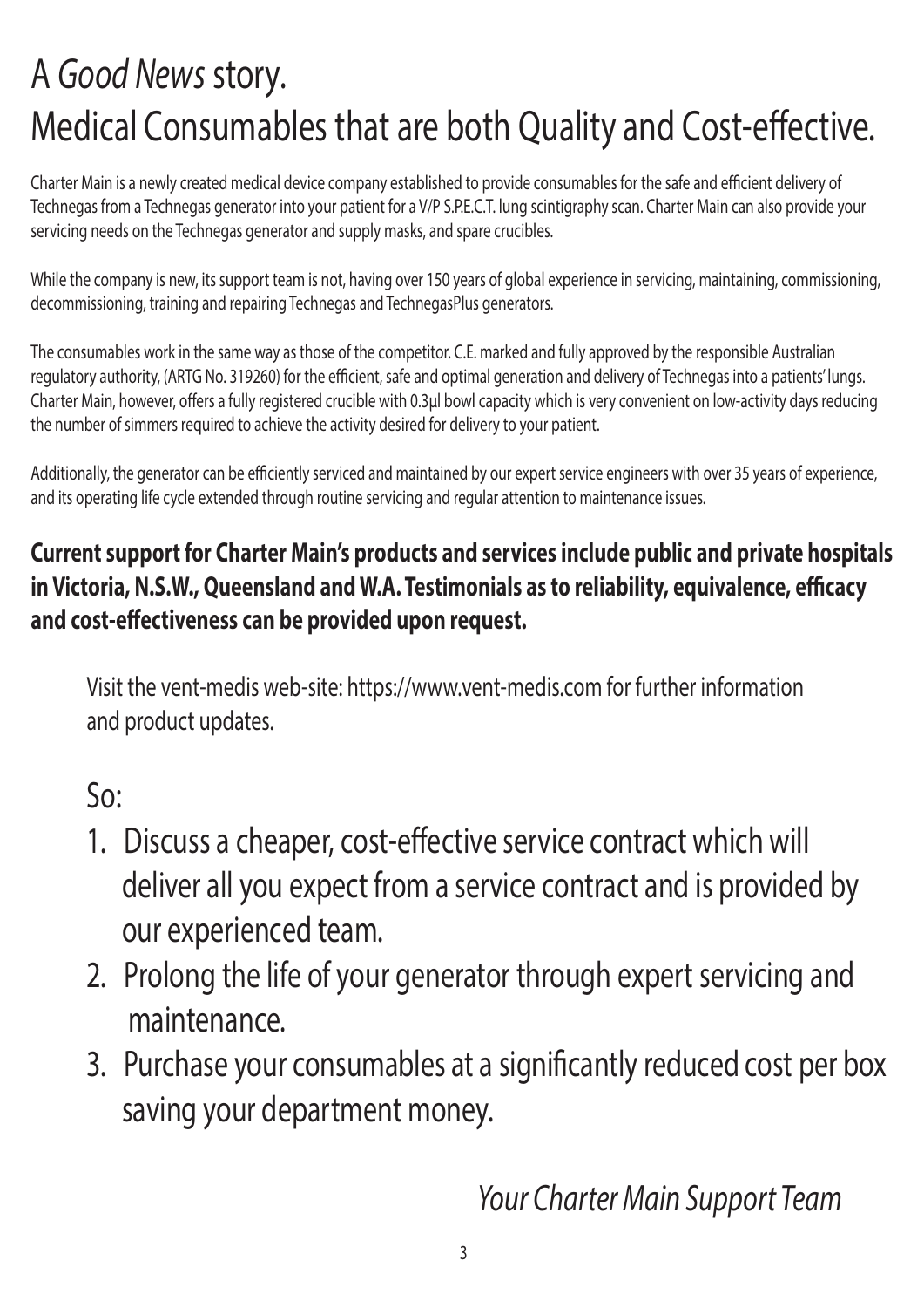# A *Good News* story.
# Medical Consumables that are both Quality and Cost-effective.

Charter Main is a newly created medical device company established to provide consumables for the safe and efficient delivery of Technegas from a Technegas generator into your patient for a V/P S.P.E.C.T. lung scintigraphy scan. Charter Main can also provide your servicing needs on the Technegas generator and supply masks, and spare crucibles.

While the company is new, its support team is not, having over 150 years of global experience in servicing, maintaining, commissioning, decommissioning, training and repairing Technegas and TechnegasPlus generators.

The consumables work in the same way as those of the competitor. C.E. marked and fully approved by the responsible Australian regulatory authority, (ARTG No. 319260) for the efficient, safe and optimal generation and delivery of Technegas into a patients' lungs. Charter Main, however, offers a fully registered crucible with 0.3µl bowl capacity which is very convenient on low-activity days reducing the number of simmers required to achieve the activity desired for delivery to your patient.

Additionally, the generator can be efficiently serviced and maintained by our expert service engineers with over 35 years of experience, and its operating life cycle extended through routine servicing and regular attention to maintenance issues.

**Current support for Charter Main's products and services include public and private hospitals in Victoria, N.S.W., Queensland and W.A. Testimonials as to reliability, equivalence, efficacy and cost-effectiveness can be provided upon request.**

Visit the vent-medis web-site: https://www.vent-medis.com for further information and product updates.

So:

1. Discuss a cheaper, cost-effective service contract which will deliver all you expect from a service contract and is provided by our experienced team.
2. Prolong the life of your generator through expert servicing and maintenance.
3. Purchase your consumables at a significantly reduced cost per box saving your department money.

*Your Charter Main Support Team*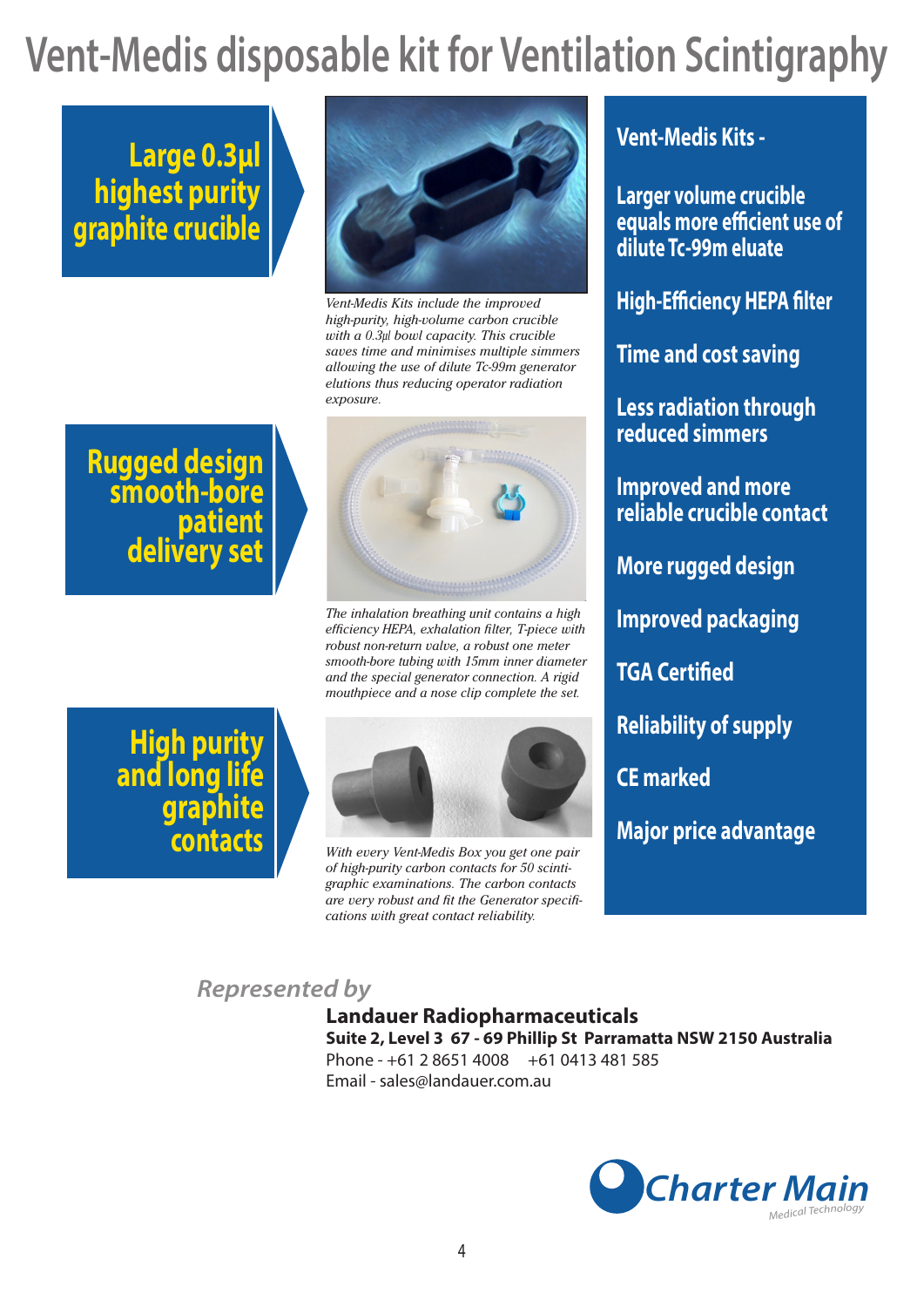# Vent-Medis disposable kit for Ventilation Scintigraphy

**Large 0.3µl highest purity graphite crucible**

*Vent-Medis Kits include the improved high-purity, high-volume carbon crucible with a 0.3µl bowl capacity. This crucible saves time and minimises multiple simmers allowing the use of dilute Tc-99m generator elutions thus reducing operator radiation exposure.*

**Rugged design smooth-bore patient delivery set**

*The inhalation breathing unit contains a high efficiency HEPA, exhalation filter, T-piece with robust non-return valve, a robust one meter smooth-bore tubing with 15mm inner diameter and the special generator connection. A rigid mouthpiece and a nose clip complete the set.*

**High purity and long life graphite contacts**

*With every Vent-Medis Box you get one pair of high-purity carbon contacts for 50 scintigraphic examinations. The carbon contacts are very robust and fit the Generator specifications with great contact reliability.*

## Vent-Medis Kits -

- Larger volume crucible equals more efficient use of dilute Tc-99m eluate
- High-Efficiency HEPA filter
- Time and cost saving
- Less radiation through reduced simmers
- Improved and more reliable crucible contact
- More rugged design
- Improved packaging
- TGA Certified
- Reliability of supply
- CE marked
- Major price advantage

*Represented by*

**Landauer Radiopharmaceuticals**
**Suite 2, Level 3 67 - 69 Phillip St Parramatta NSW 2150 Australia**
Phone - +61 2 8651 4008 +61 0413 481 585
Email - sales@landauer.com.au

Charter Main
Medical Technology